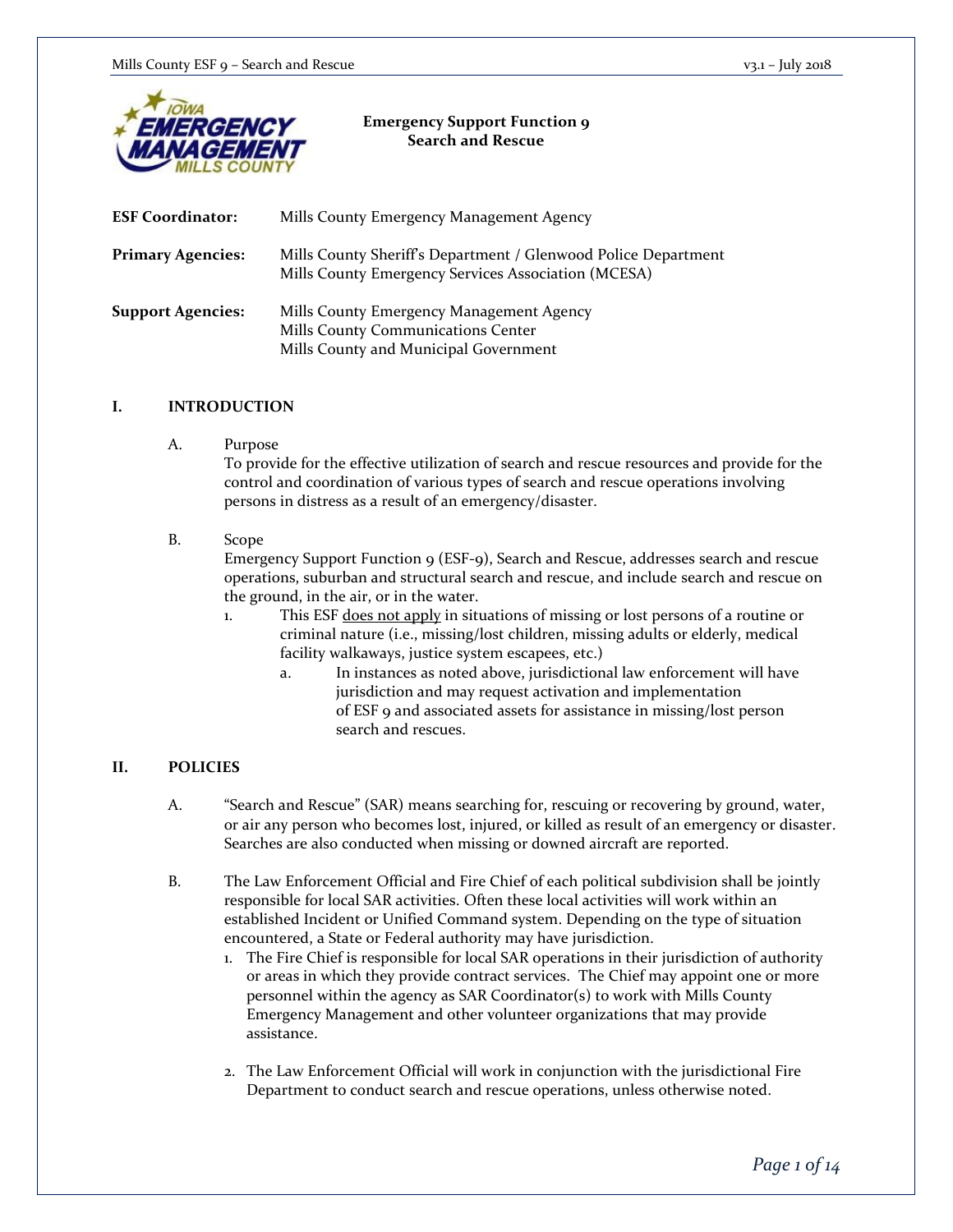# Emergency Support Function 9
## Search and Rescue

**ESF Coordinator:** Mills County Emergency Management Agency

**Primary Agencies:** Mills County Sheriff's Department / Glenwood Police Department
Mills County Emergency Services Association (MCESA)

**Support Agencies:** Mills County Emergency Management Agency
Mills County Communications Center
Mills County and Municipal Government

## I. INTRODUCTION

A. Purpose

To provide for the effective utilization of search and rescue resources and provide for the control and coordination of various types of search and rescue operations involving persons in distress as a result of an emergency/disaster.

B. Scope

Emergency Support Function 9 (ESF-9), Search and Rescue, addresses search and rescue operations, suburban and structural search and rescue, and include search and rescue on the ground, in the air, or in the water.

1. This ESF <u>does not apply</u> in situations of missing or lost persons of a routine or criminal nature (i.e., missing/lost children, missing adults or elderly, medical facility walkaways, justice system escapees, etc.)
   a. In instances as noted above, jurisdictional law enforcement will have jurisdiction and may request activation and implementation of ESF 9 and associated assets for assistance in missing/lost person search and rescues.

## II. POLICIES

A. "Search and Rescue" (SAR) means searching for, rescuing or recovering by ground, water, or air any person who becomes lost, injured, or killed as result of an emergency or disaster. Searches are also conducted when missing or downed aircraft are reported.

B. The Law Enforcement Official and Fire Chief of each political subdivision shall be jointly responsible for local SAR activities. Often these local activities will work within an established Incident or Unified Command system. Depending on the type of situation encountered, a State or Federal authority may have jurisdiction.

1. The Fire Chief is responsible for local SAR operations in their jurisdiction of authority or areas in which they provide contract services. The Chief may appoint one or more personnel within the agency as SAR Coordinator(s) to work with Mills County Emergency Management and other volunteer organizations that may provide assistance.

2. The Law Enforcement Official will work in conjunction with the jurisdictional Fire Department to conduct search and rescue operations, unless otherwise noted.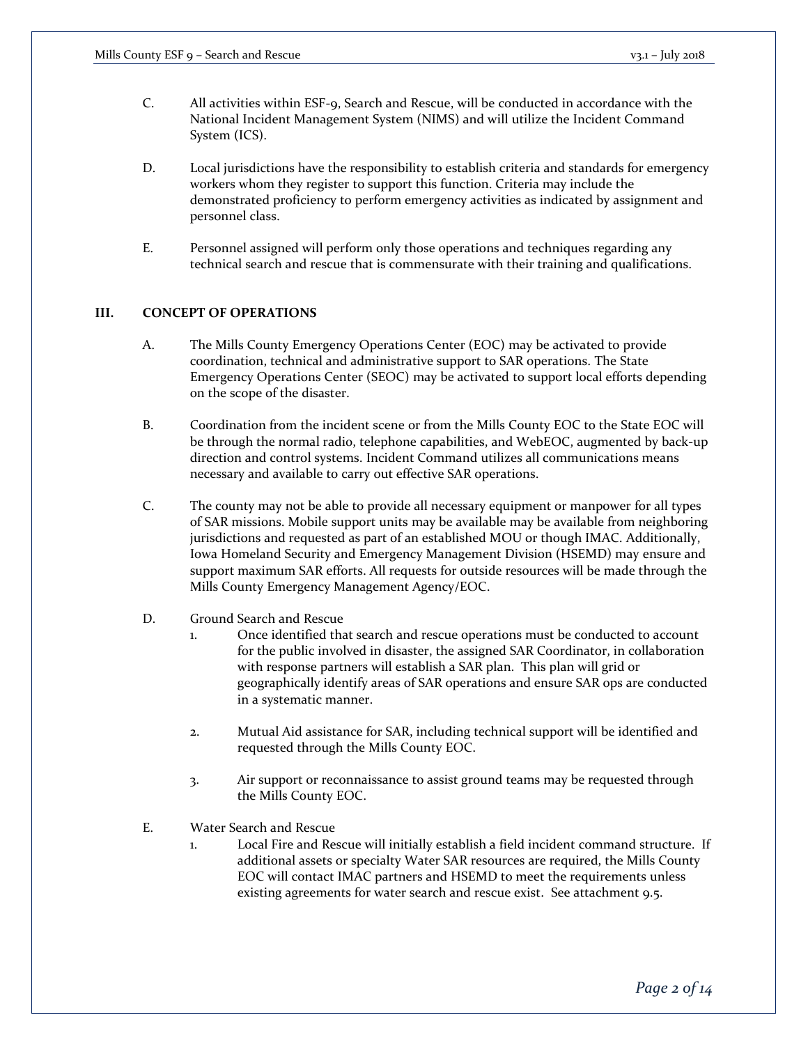C. All activities within ESF-9, Search and Rescue, will be conducted in accordance with the National Incident Management System (NIMS) and will utilize the Incident Command System (ICS).

D. Local jurisdictions have the responsibility to establish criteria and standards for emergency workers whom they register to support this function. Criteria may include the demonstrated proficiency to perform emergency activities as indicated by assignment and personnel class.

E. Personnel assigned will perform only those operations and techniques regarding any technical search and rescue that is commensurate with their training and qualifications.

## III. CONCEPT OF OPERATIONS

A. The Mills County Emergency Operations Center (EOC) may be activated to provide coordination, technical and administrative support to SAR operations. The State Emergency Operations Center (SEOC) may be activated to support local efforts depending on the scope of the disaster.

B. Coordination from the incident scene or from the Mills County EOC to the State EOC will be through the normal radio, telephone capabilities, and WebEOC, augmented by back-up direction and control systems. Incident Command utilizes all communications means necessary and available to carry out effective SAR operations.

C. The county may not be able to provide all necessary equipment or manpower for all types of SAR missions. Mobile support units may be available may be available from neighboring jurisdictions and requested as part of an established MOU or though IMAC. Additionally, Iowa Homeland Security and Emergency Management Division (HSEMD) may ensure and support maximum SAR efforts. All requests for outside resources will be made through the Mills County Emergency Management Agency/EOC.

D. Ground Search and Rescue

1. Once identified that search and rescue operations must be conducted to account for the public involved in disaster, the assigned SAR Coordinator, in collaboration with response partners will establish a SAR plan. This plan will grid or geographically identify areas of SAR operations and ensure SAR ops are conducted in a systematic manner.

2. Mutual Aid assistance for SAR, including technical support will be identified and requested through the Mills County EOC.

3. Air support or reconnaissance to assist ground teams may be requested through the Mills County EOC.

E. Water Search and Rescue

1. Local Fire and Rescue will initially establish a field incident command structure. If additional assets or specialty Water SAR resources are required, the Mills County EOC will contact IMAC partners and HSEMD to meet the requirements unless existing agreements for water search and rescue exist. See attachment 9.5.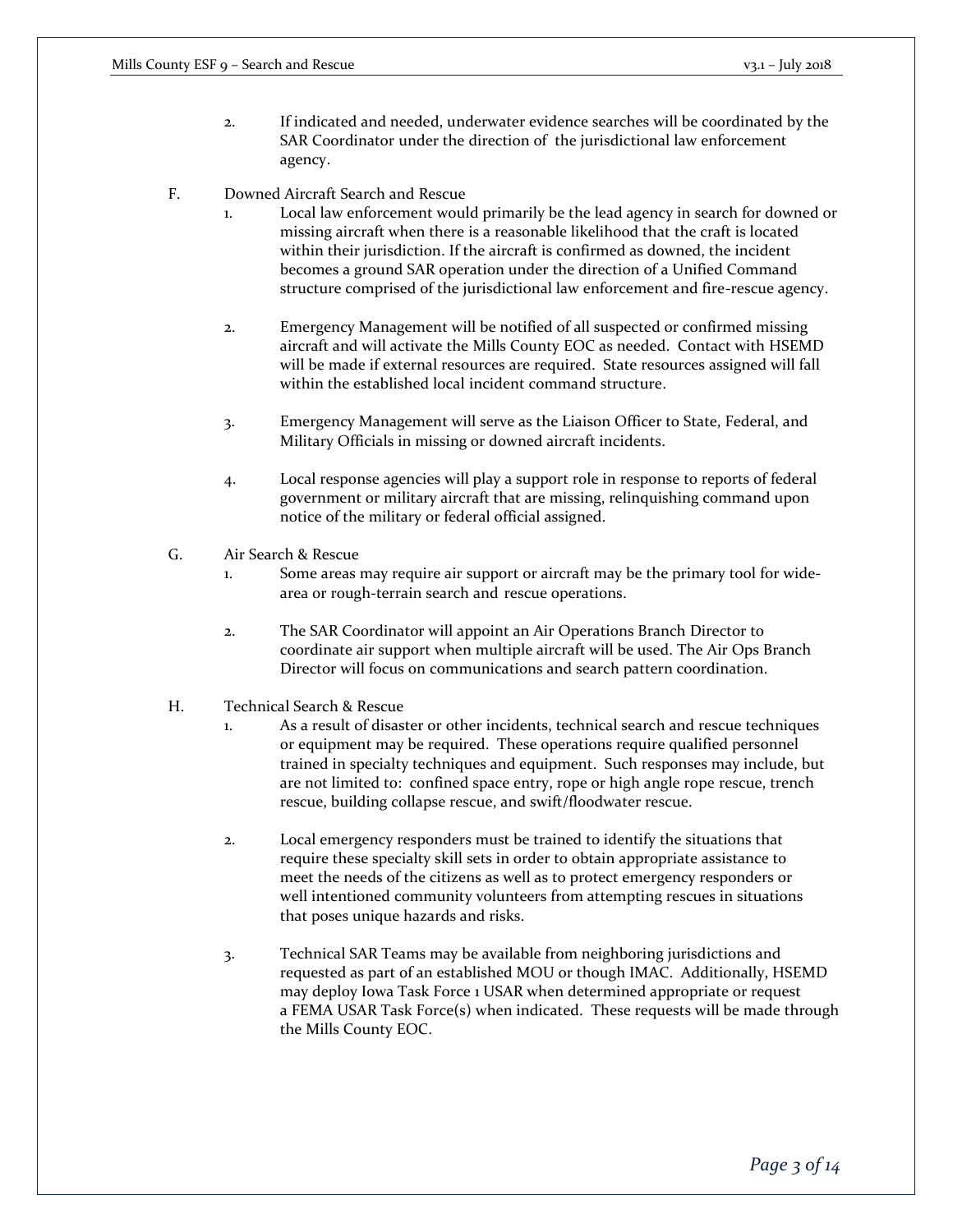2. If indicated and needed, underwater evidence searches will be coordinated by the SAR Coordinator under the direction of the jurisdictional law enforcement agency.

F. Downed Aircraft Search and Rescue

1. Local law enforcement would primarily be the lead agency in search for downed or missing aircraft when there is a reasonable likelihood that the craft is located within their jurisdiction. If the aircraft is confirmed as downed, the incident becomes a ground SAR operation under the direction of a Unified Command structure comprised of the jurisdictional law enforcement and fire-rescue agency.

2. Emergency Management will be notified of all suspected or confirmed missing aircraft and will activate the Mills County EOC as needed. Contact with HSEMD will be made if external resources are required. State resources assigned will fall within the established local incident command structure.

3. Emergency Management will serve as the Liaison Officer to State, Federal, and Military Officials in missing or downed aircraft incidents.

4. Local response agencies will play a support role in response to reports of federal government or military aircraft that are missing, relinquishing command upon notice of the military or federal official assigned.

G. Air Search & Rescue

1. Some areas may require air support or aircraft may be the primary tool for wide-area or rough-terrain search and rescue operations.

2. The SAR Coordinator will appoint an Air Operations Branch Director to coordinate air support when multiple aircraft will be used. The Air Ops Branch Director will focus on communications and search pattern coordination.

H. Technical Search & Rescue

1. As a result of disaster or other incidents, technical search and rescue techniques or equipment may be required. These operations require qualified personnel trained in specialty techniques and equipment. Such responses may include, but are not limited to: confined space entry, rope or high angle rope rescue, trench rescue, building collapse rescue, and swift/floodwater rescue.

2. Local emergency responders must be trained to identify the situations that require these specialty skill sets in order to obtain appropriate assistance to meet the needs of the citizens as well as to protect emergency responders or well intentioned community volunteers from attempting rescues in situations that poses unique hazards and risks.

3. Technical SAR Teams may be available from neighboring jurisdictions and requested as part of an established MOU or though IMAC. Additionally, HSEMD may deploy Iowa Task Force 1 USAR when determined appropriate or request a FEMA USAR Task Force(s) when indicated. These requests will be made through the Mills County EOC.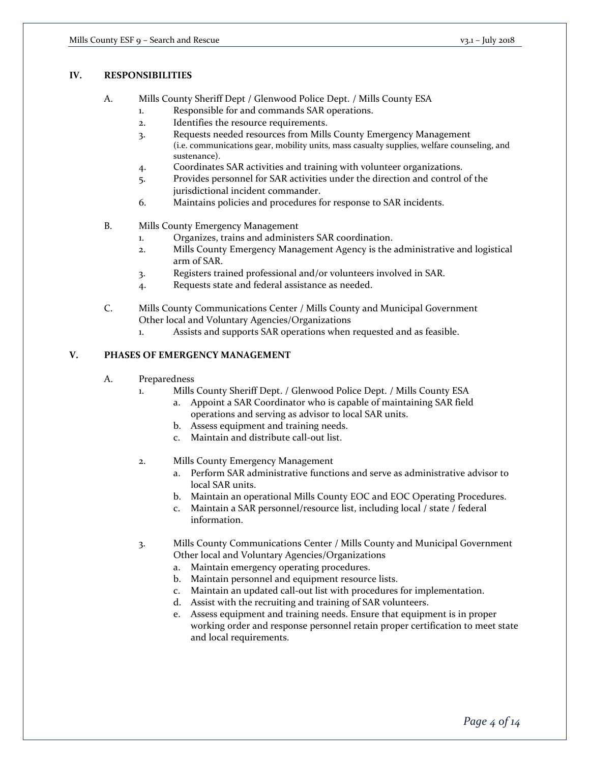## IV. RESPONSIBILITIES

A. Mills County Sheriff Dept / Glenwood Police Dept. / Mills County ESA

1. Responsible for and commands SAR operations.
2. Identifies the resource requirements.
3. Requests needed resources from Mills County Emergency Management (i.e. communications gear, mobility units, mass casualty supplies, welfare counseling, and sustenance).
4. Coordinates SAR activities and training with volunteer organizations.
5. Provides personnel for SAR activities under the direction and control of the jurisdictional incident commander.
6. Maintains policies and procedures for response to SAR incidents.

B. Mills County Emergency Management

1. Organizes, trains and administers SAR coordination.
2. Mills County Emergency Management Agency is the administrative and logistical arm of SAR.
3. Registers trained professional and/or volunteers involved in SAR.
4. Requests state and federal assistance as needed.

C. Mills County Communications Center / Mills County and Municipal Government Other local and Voluntary Agencies/Organizations

1. Assists and supports SAR operations when requested and as feasible.

## V. PHASES OF EMERGENCY MANAGEMENT

A. Preparedness

1. Mills County Sheriff Dept. / Glenwood Police Dept. / Mills County ESA
   a. Appoint a SAR Coordinator who is capable of maintaining SAR field operations and serving as advisor to local SAR units.
   b. Assess equipment and training needs.
   c. Maintain and distribute call-out list.

2. Mills County Emergency Management
   a. Perform SAR administrative functions and serve as administrative advisor to local SAR units.
   b. Maintain an operational Mills County EOC and EOC Operating Procedures.
   c. Maintain a SAR personnel/resource list, including local / state / federal information.

3. Mills County Communications Center / Mills County and Municipal Government Other local and Voluntary Agencies/Organizations
   a. Maintain emergency operating procedures.
   b. Maintain personnel and equipment resource lists.
   c. Maintain an updated call-out list with procedures for implementation.
   d. Assist with the recruiting and training of SAR volunteers.
   e. Assess equipment and training needs. Ensure that equipment is in proper working order and response personnel retain proper certification to meet state and local requirements.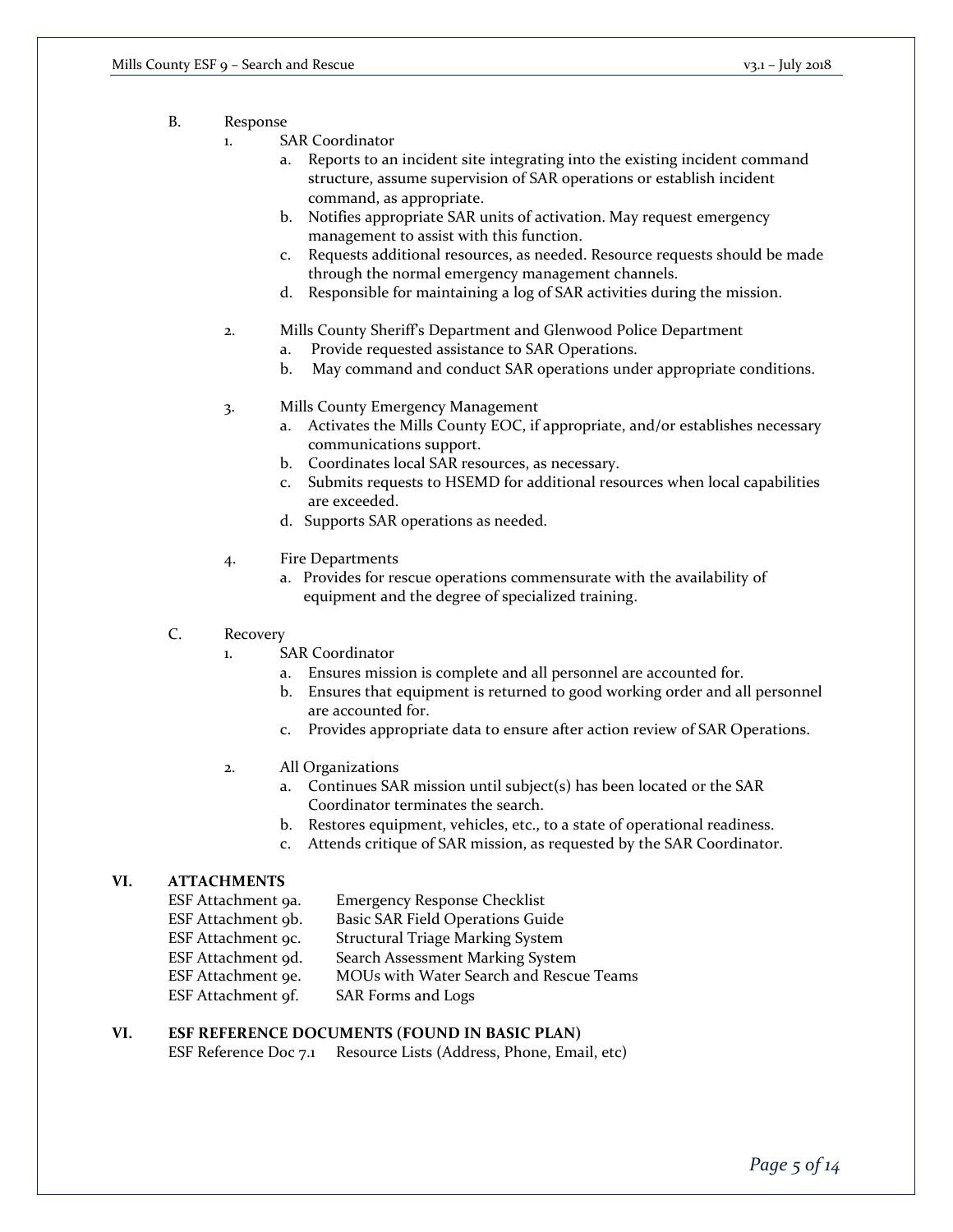B. Response

1. SAR Coordinator
   a. Reports to an incident site integrating into the existing incident command structure, assume supervision of SAR operations or establish incident command, as appropriate.
   b. Notifies appropriate SAR units of activation. May request emergency management to assist with this function.
   c. Requests additional resources, as needed. Resource requests should be made through the normal emergency management channels.
   d. Responsible for maintaining a log of SAR activities during the mission.

2. Mills County Sheriff's Department and Glenwood Police Department
   a. Provide requested assistance to SAR Operations.
   b. May command and conduct SAR operations under appropriate conditions.

3. Mills County Emergency Management
   a. Activates the Mills County EOC, if appropriate, and/or establishes necessary communications support.
   b. Coordinates local SAR resources, as necessary.
   c. Submits requests to HSEMD for additional resources when local capabilities are exceeded.
   d. Supports SAR operations as needed.

4. Fire Departments
   a. Provides for rescue operations commensurate with the availability of equipment and the degree of specialized training.

C. Recovery

1. SAR Coordinator
   a. Ensures mission is complete and all personnel are accounted for.
   b. Ensures that equipment is returned to good working order and all personnel are accounted for.
   c. Provides appropriate data to ensure after action review of SAR Operations.

2. All Organizations
   a. Continues SAR mission until subject(s) has been located or the SAR Coordinator terminates the search.
   b. Restores equipment, vehicles, etc., to a state of operational readiness.
   c. Attends critique of SAR mission, as requested by the SAR Coordinator.

## VI. ATTACHMENTS

ESF Attachment 9a. Emergency Response Checklist
ESF Attachment 9b. Basic SAR Field Operations Guide
ESF Attachment 9c. Structural Triage Marking System
ESF Attachment 9d. Search Assessment Marking System
ESF Attachment 9e. MOUs with Water Search and Rescue Teams
ESF Attachment 9f. SAR Forms and Logs

## VI. ESF REFERENCE DOCUMENTS (FOUND IN BASIC PLAN)

ESF Reference Doc 7.1 Resource Lists (Address, Phone, Email, etc)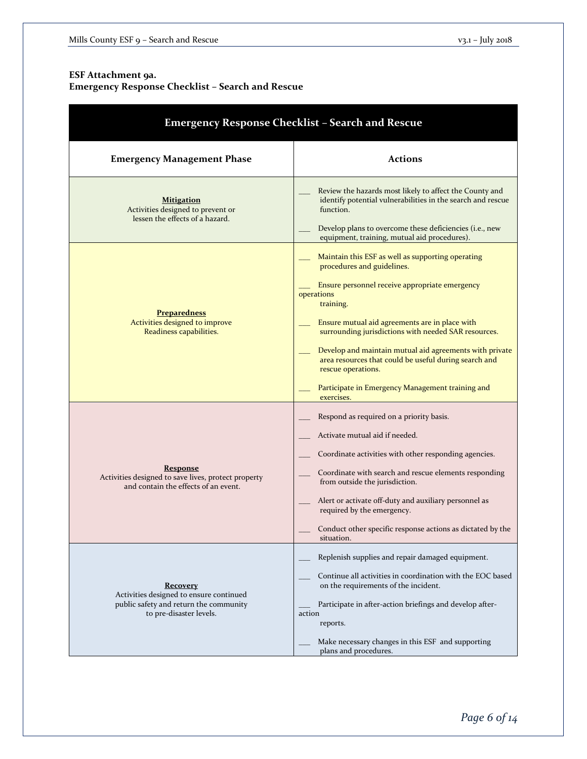**ESF Attachment 9a.**
**Emergency Response Checklist – Search and Rescue**

| Emergency Response Checklist – Search and Rescue | |
|---|---|
| **Emergency Management Phase** | **Actions** |
| **Mitigation**<br>Activities designed to prevent or lessen the effects of a hazard. | ___ Review the hazards most likely to affect the County and identify potential vulnerabilities in the search and rescue function.<br><br>___ Develop plans to overcome these deficiencies (i.e., new equipment, training, mutual aid procedures). |
| **Preparedness**<br>Activities designed to improve Readiness capabilities. | ___ Maintain this ESF as well as supporting operating procedures and guidelines.<br><br>___ Ensure personnel receive appropriate emergency operations training.<br><br>___ Ensure mutual aid agreements are in place with surrounding jurisdictions with needed SAR resources.<br><br>___ Develop and maintain mutual aid agreements with private area resources that could be useful during search and rescue operations.<br><br>___ Participate in Emergency Management training and exercises. |
| **Response**<br>Activities designed to save lives, protect property and contain the effects of an event. | ___ Respond as required on a priority basis.<br><br>___ Activate mutual aid if needed.<br><br>___ Coordinate activities with other responding agencies.<br><br>___ Coordinate with search and rescue elements responding from outside the jurisdiction.<br><br>___ Alert or activate off-duty and auxiliary personnel as required by the emergency.<br><br>___ Conduct other specific response actions as dictated by the situation. |
| **Recovery**<br>Activities designed to ensure continued public safety and return the community to pre-disaster levels. | ___ Replenish supplies and repair damaged equipment.<br><br>___ Continue all activities in coordination with the EOC based on the requirements of the incident.<br><br>___ Participate in after-action briefings and develop after-action reports.<br><br>___ Make necessary changes in this ESF and supporting plans and procedures. |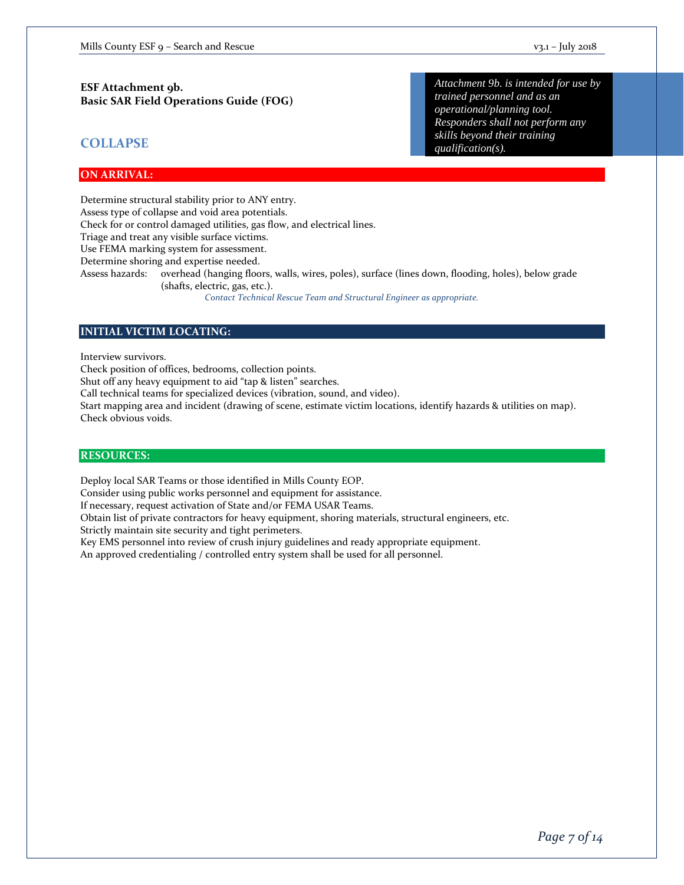**ESF Attachment 9b.**
**Basic SAR Field Operations Guide (FOG)**

> *Attachment 9b. is intended for use by trained personnel and as an operational/planning tool. Responders shall not perform any skills beyond their training qualification(s).*

## COLLAPSE

### ON ARRIVAL:

Determine structural stability prior to ANY entry.
Assess type of collapse and void area potentials.
Check for or control damaged utilities, gas flow, and electrical lines.
Triage and treat any visible surface victims.
Use FEMA marking system for assessment.
Determine shoring and expertise needed.
Assess hazards: overhead (hanging floors, walls, wires, poles), surface (lines down, flooding, holes), below grade (shafts, electric, gas, etc.).

*Contact Technical Rescue Team and Structural Engineer as appropriate.*

### INITIAL VICTIM LOCATING:

Interview survivors.
Check position of offices, bedrooms, collection points.
Shut off any heavy equipment to aid "tap & listen" searches.
Call technical teams for specialized devices (vibration, sound, and video).
Start mapping area and incident (drawing of scene, estimate victim locations, identify hazards & utilities on map).
Check obvious voids.

### RESOURCES:

Deploy local SAR Teams or those identified in Mills County EOP.
Consider using public works personnel and equipment for assistance.
If necessary, request activation of State and/or FEMA USAR Teams.
Obtain list of private contractors for heavy equipment, shoring materials, structural engineers, etc.
Strictly maintain site security and tight perimeters.
Key EMS personnel into review of crush injury guidelines and ready appropriate equipment.
An approved credentialing / controlled entry system shall be used for all personnel.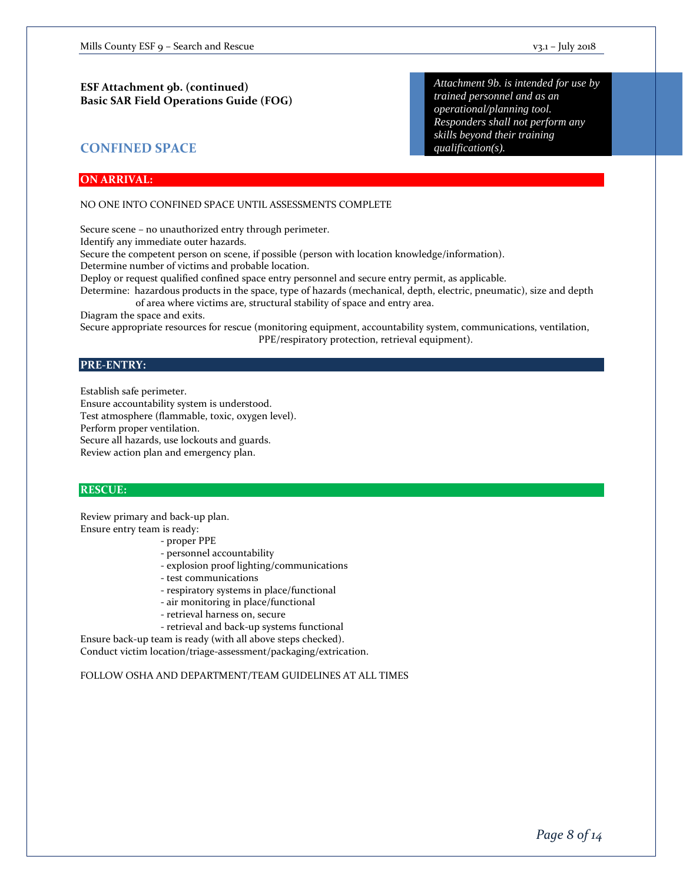**ESF Attachment 9b. (continued)**
**Basic SAR Field Operations Guide (FOG)**

*Attachment 9b. is intended for use by trained personnel and as an operational/planning tool. Responders shall not perform any skills beyond their training qualification(s).*

## CONFINED SPACE

### ON ARRIVAL:

NO ONE INTO CONFINED SPACE UNTIL ASSESSMENTS COMPLETE

Secure scene – no unauthorized entry through perimeter.
Identify any immediate outer hazards.
Secure the competent person on scene, if possible (person with location knowledge/information).
Determine number of victims and probable location.
Deploy or request qualified confined space entry personnel and secure entry permit, as applicable.
Determine: hazardous products in the space, type of hazards (mechanical, depth, electric, pneumatic), size and depth of area where victims are, structural stability of space and entry area.
Diagram the space and exits.
Secure appropriate resources for rescue (monitoring equipment, accountability system, communications, ventilation, PPE/respiratory protection, retrieval equipment).

### PRE-ENTRY:

Establish safe perimeter.
Ensure accountability system is understood.
Test atmosphere (flammable, toxic, oxygen level).
Perform proper ventilation.
Secure all hazards, use lockouts and guards.
Review action plan and emergency plan.

### RESCUE:

Review primary and back-up plan.
Ensure entry team is ready:

- proper PPE
- personnel accountability
- explosion proof lighting/communications
- test communications
- respiratory systems in place/functional
- air monitoring in place/functional
- retrieval harness on, secure
- retrieval and back-up systems functional

Ensure back-up team is ready (with all above steps checked).
Conduct victim location/triage-assessment/packaging/extrication.

FOLLOW OSHA AND DEPARTMENT/TEAM GUIDELINES AT ALL TIMES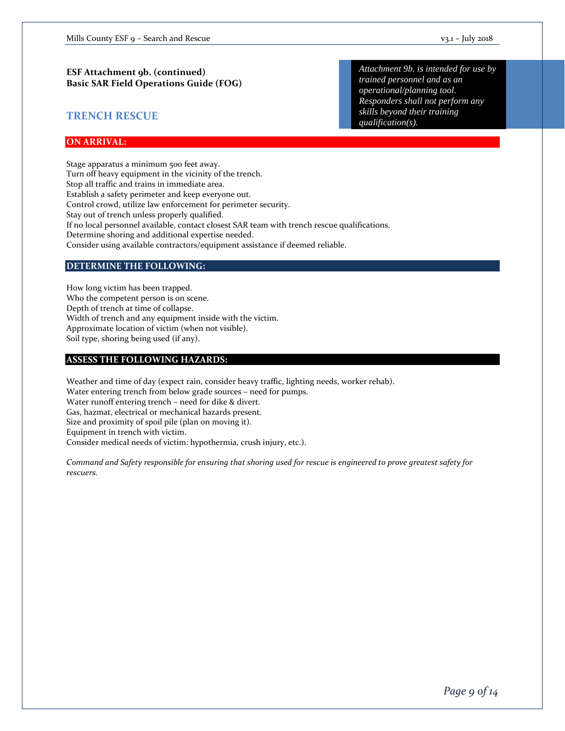**ESF Attachment 9b. (continued)**
**Basic SAR Field Operations Guide (FOG)**

*Attachment 9b. is intended for use by trained personnel and as an operational/planning tool. Responders shall not perform any skills beyond their training qualification(s).*

## TRENCH RESCUE

### ON ARRIVAL:

Stage apparatus a minimum 500 feet away.
Turn off heavy equipment in the vicinity of the trench.
Stop all traffic and trains in immediate area.
Establish a safety perimeter and keep everyone out.
Control crowd, utilize law enforcement for perimeter security.
Stay out of trench unless properly qualified.
If no local personnel available, contact closest SAR team with trench rescue qualifications.
Determine shoring and additional expertise needed.
Consider using available contractors/equipment assistance if deemed reliable.

### DETERMINE THE FOLLOWING:

How long victim has been trapped.
Who the competent person is on scene.
Depth of trench at time of collapse.
Width of trench and any equipment inside with the victim.
Approximate location of victim (when not visible).
Soil type, shoring being used (if any).

### ASSESS THE FOLLOWING HAZARDS:

Weather and time of day (expect rain, consider heavy traffic, lighting needs, worker rehab).
Water entering trench from below grade sources – need for pumps.
Water runoff entering trench – need for dike & divert.
Gas, hazmat, electrical or mechanical hazards present.
Size and proximity of spoil pile (plan on moving it).
Equipment in trench with victim.
Consider medical needs of victim: hypothermia, crush injury, etc.).

*Command and Safety responsible for ensuring that shoring used for rescue is engineered to prove greatest safety for rescuers.*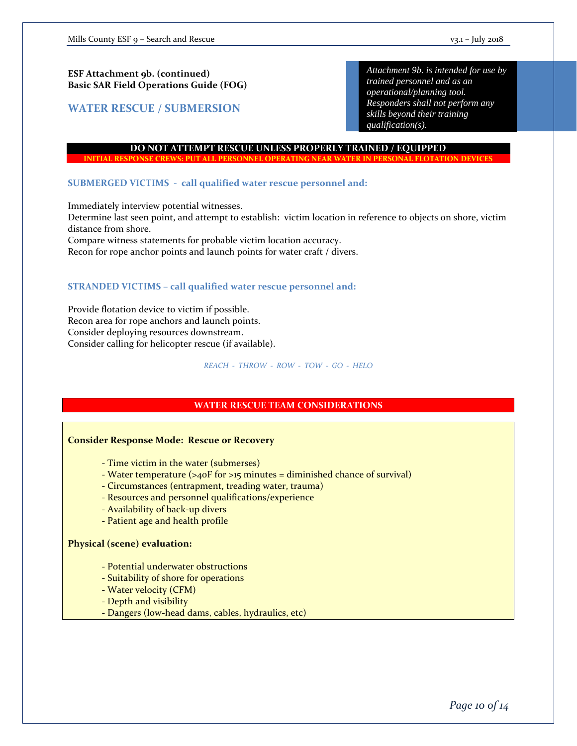**ESF Attachment 9b. (continued)**
**Basic SAR Field Operations Guide (FOG)**

## WATER RESCUE / SUBMERSION

*Attachment 9b. is intended for use by trained personnel and as an operational/planning tool. Responders shall not perform any skills beyond their training qualification(s).*

**DO NOT ATTEMPT RESCUE UNLESS PROPERLY TRAINED / EQUIPPED**

**INITIAL RESPONSE CREWS: PUT ALL PERSONNEL OPERATING NEAR WATER IN PERSONAL FLOTATION DEVICES**

### SUBMERGED VICTIMS - call qualified water rescue personnel and:

Immediately interview potential witnesses.
Determine last seen point, and attempt to establish: victim location in reference to objects on shore, victim distance from shore.
Compare witness statements for probable victim location accuracy.
Recon for rope anchor points and launch points for water craft / divers.

### STRANDED VICTIMS – call qualified water rescue personnel and:

Provide flotation device to victim if possible.
Recon area for rope anchors and launch points.
Consider deploying resources downstream.
Consider calling for helicopter rescue (if available).

*REACH - THROW - ROW - TOW - GO - HELO*

### WATER RESCUE TEAM CONSIDERATIONS

**Consider Response Mode: Rescue or Recovery**

- Time victim in the water (submerses)
- Water temperature (>40F for >15 minutes = diminished chance of survival)
- Circumstances (entrapment, treading water, trauma)
- Resources and personnel qualifications/experience
- Availability of back-up divers
- Patient age and health profile

**Physical (scene) evaluation:**

- Potential underwater obstructions
- Suitability of shore for operations
- Water velocity (CFM)
- Depth and visibility
- Dangers (low-head dams, cables, hydraulics, etc)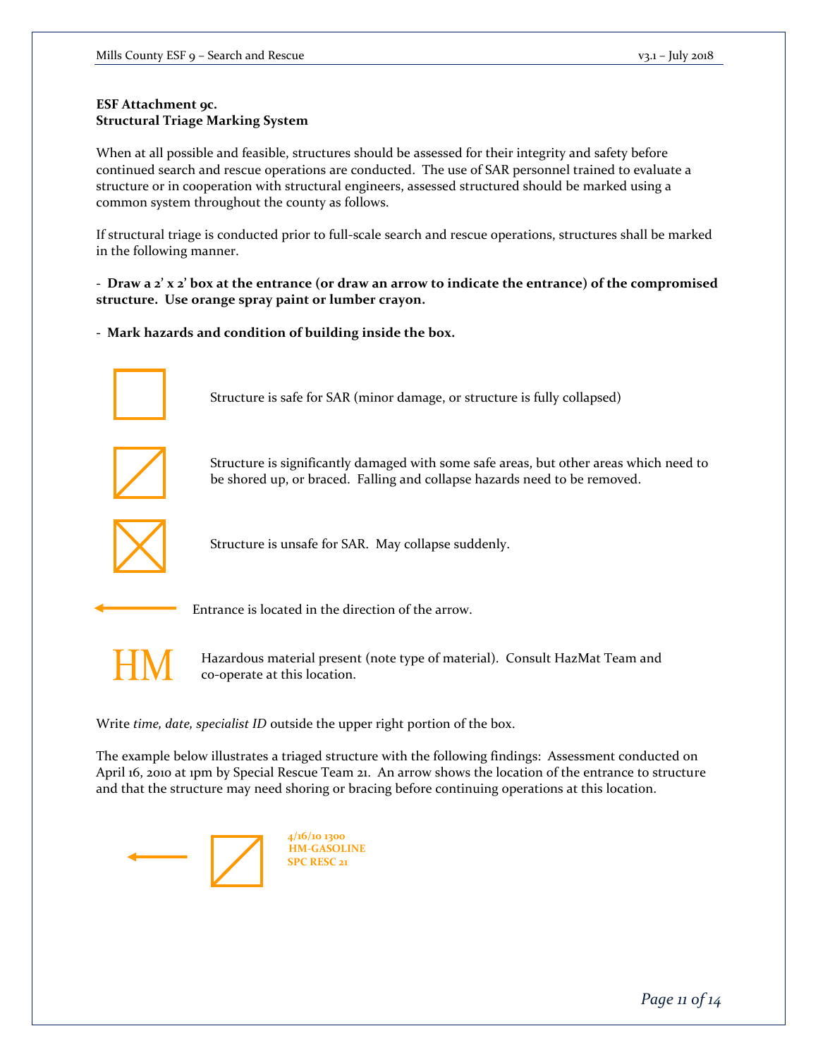**ESF Attachment 9c.**
**Structural Triage Marking System**

When at all possible and feasible, structures should be assessed for their integrity and safety before continued search and rescue operations are conducted. The use of SAR personnel trained to evaluate a structure or in cooperation with structural engineers, assessed structured should be marked using a common system throughout the county as follows.

If structural triage is conducted prior to full-scale search and rescue operations, structures shall be marked in the following manner.

- **Draw a 2' x 2' box at the entrance (or draw an arrow to indicate the entrance) of the compromised structure. Use orange spray paint or lumber crayon.**

- **Mark hazards and condition of building inside the box.**

Structure is safe for SAR (minor damage, or structure is fully collapsed)

Structure is significantly damaged with some safe areas, but other areas which need to be shored up, or braced. Falling and collapse hazards need to be removed.

Structure is unsafe for SAR. May collapse suddenly.

Entrance is located in the direction of the arrow.

HM — Hazardous material present (note type of material). Consult HazMat Team and co-operate at this location.

Write *time, date, specialist ID* outside the upper right portion of the box.

The example below illustrates a triaged structure with the following findings: Assessment conducted on April 16, 2010 at 1pm by Special Rescue Team 21. An arrow shows the location of the entrance to structure and that the structure may need shoring or bracing before continuing operations at this location.

4/16/10 1300
HM-GASOLINE
SPC RESC 21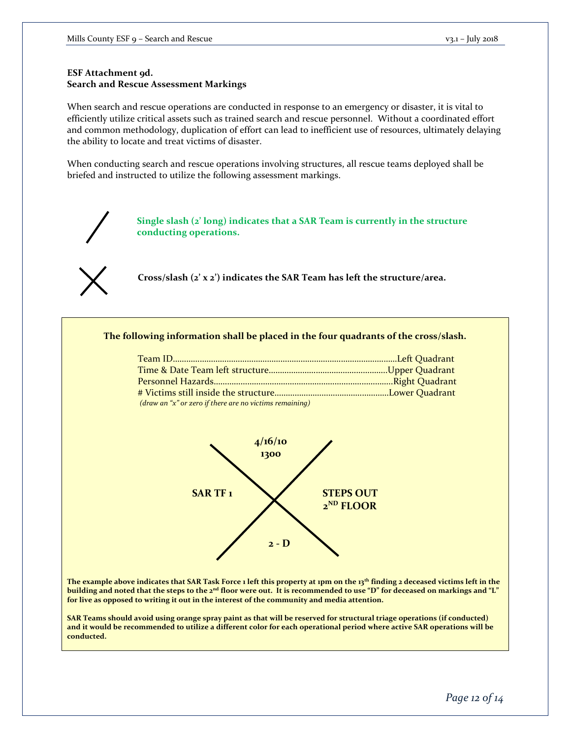**ESF Attachment 9d.**
**Search and Rescue Assessment Markings**

When search and rescue operations are conducted in response to an emergency or disaster, it is vital to efficiently utilize critical assets such as trained search and rescue personnel. Without a coordinated effort and common methodology, duplication of effort can lead to inefficient use of resources, ultimately delaying the ability to locate and treat victims of disaster.

When conducting search and rescue operations involving structures, all rescue teams deployed shall be briefed and instructed to utilize the following assessment markings.

/ **Single slash (2' long) indicates that a SAR Team is currently in the structure conducting operations.**

X **Cross/slash (2' x 2') indicates the SAR Team has left the structure/area.**

**The following information shall be placed in the four quadrants of the cross/slash.**

Team ID…………………………………………………Left Quadrant
Time & Date Team left structure…………………………Upper Quadrant
Personnel Hazards…………………………………………Right Quadrant
# Victims still inside the structure…………………………Lower Quadrant
*(draw an "x" or zero if there are no victims remaining)*

Example marking:
- Upper quadrant: **4/16/10 1300**
- Left quadrant: **SAR TF 1**
- Right quadrant: **STEPS OUT 2ND FLOOR**
- Lower quadrant: **2 - D**

**The example above indicates that SAR Task Force 1 left this property at 1pm on the 13th finding 2 deceased victims left in the building and noted that the steps to the 2nd floor were out. It is recommended to use "D" for deceased on markings and "L" for live as opposed to writing it out in the interest of the community and media attention.**

**SAR Teams should avoid using orange spray paint as that will be reserved for structural triage operations (if conducted) and it would be recommended to utilize a different color for each operational period where active SAR operations will be conducted.**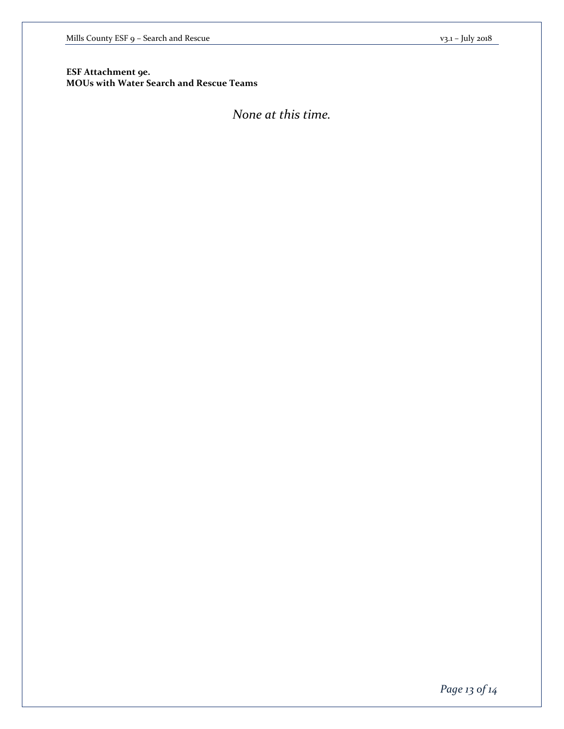**ESF Attachment 9e.**
**MOUs with Water Search and Rescue Teams**

*None at this time.*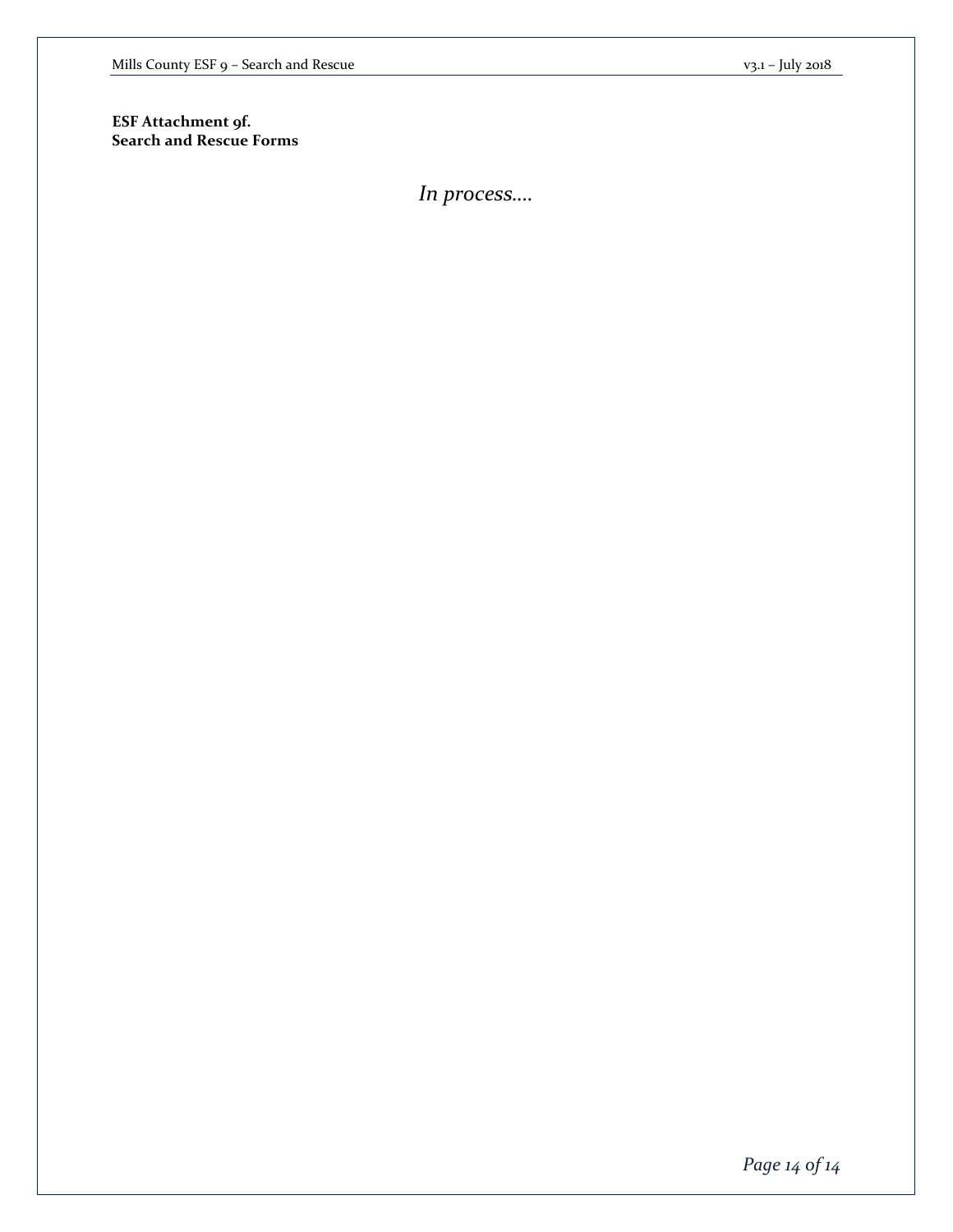**ESF Attachment 9f.**
**Search and Rescue Forms**

*In process….*